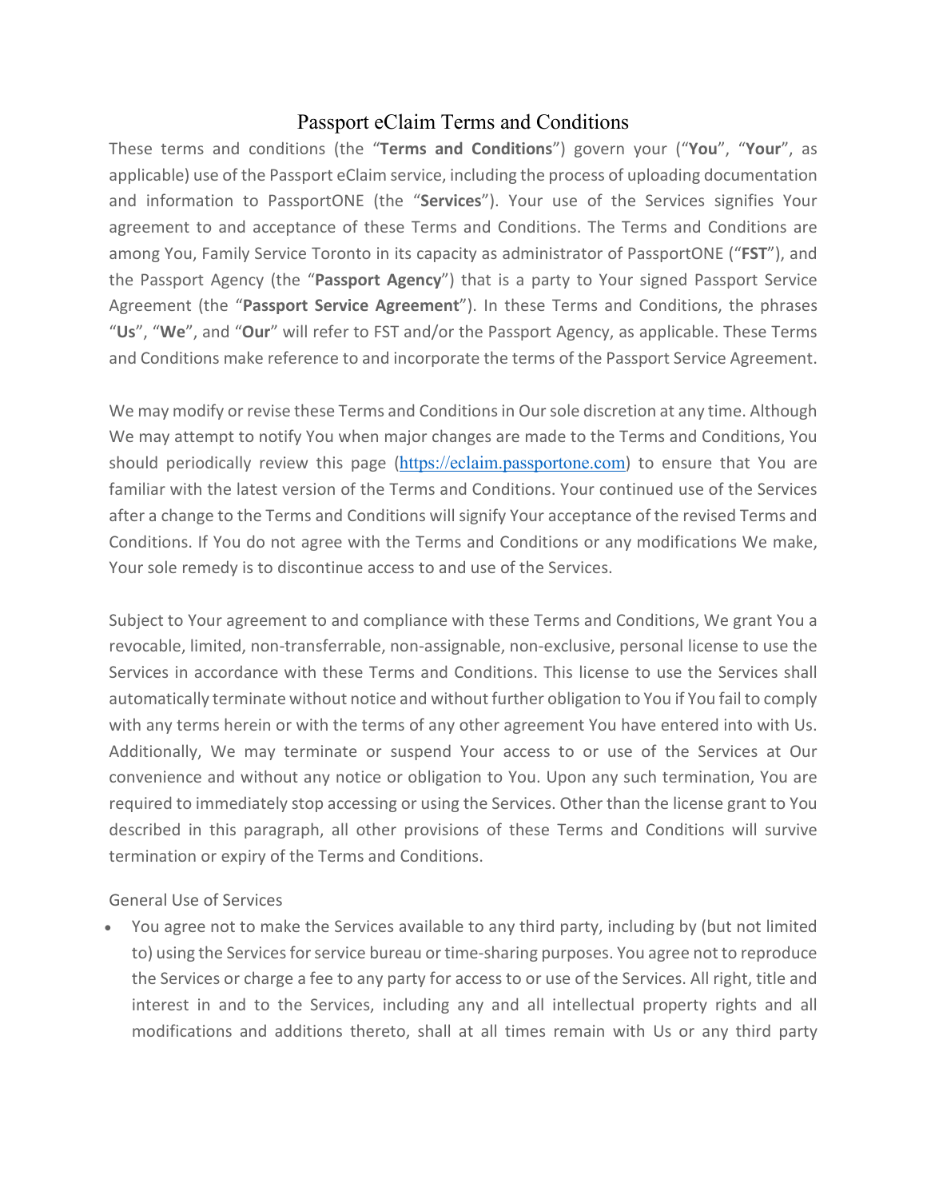# Passport eClaim Terms and Conditions

These terms and conditions (the "**Terms and Conditions**") govern your ("**You**", "**Your**", as applicable) use of the Passport eClaim service, including the process of uploading documentation and information to PassportONE (the "**Services**"). Your use of the Services signifies Your agreement to and acceptance of these Terms and Conditions. The Terms and Conditions are among You, Family Service Toronto in its capacity as administrator of PassportONE ("**FST**"), and the Passport Agency (the "**Passport Agency**") that is a party to Your signed Passport Service Agreement (the "**Passport Service Agreement**"). In these Terms and Conditions, the phrases "**Us**", "**We**", and "**Our**" will refer to FST and/or the Passport Agency, as applicable. These Terms and Conditions make reference to and incorporate the terms of the Passport Service Agreement.

We may modify or revise these Terms and Conditions in Our sole discretion at any time. Although We may attempt to notify You when major changes are made to the Terms and Conditions, You should periodically review this page ([https://eclaim.passportone.com](https://eclaim.passportone.com)) to ensure that You are familiar with the latest version of the Terms and Conditions. Your continued use of the Services after a change to the Terms and Conditions will signify Your acceptance of the revised Terms and Conditions. If You do not agree with the Terms and Conditions or any modifications We make, Your sole remedy is to discontinue access to and use of the Services.

Subject to Your agreement to and compliance with these Terms and Conditions, We grant You a revocable, limited, non-transferrable, non-assignable, non-exclusive, personal license to use the Services in accordance with these Terms and Conditions. This license to use the Services shall automatically terminate without notice and without further obligation to You if You fail to comply with any terms herein or with the terms of any other agreement You have entered into with Us. Additionally, We may terminate or suspend Your access to or use of the Services at Our convenience and without any notice or obligation to You. Upon any such termination, You are required to immediately stop accessing or using the Services. Other than the license grant to You described in this paragraph, all other provisions of these Terms and Conditions will survive termination or expiry of the Terms and Conditions.

General Use of Services

- You agree not to make the Services available to any third party, including by (but not limited to) using the Services for service bureau or time-sharing purposes. You agree not to reproduce the Services or charge a fee to any party for access to or use of the Services. All right, title and interest in and to the Services, including any and all intellectual property rights and all modifications and additions thereto, shall at all times remain with Us or any third party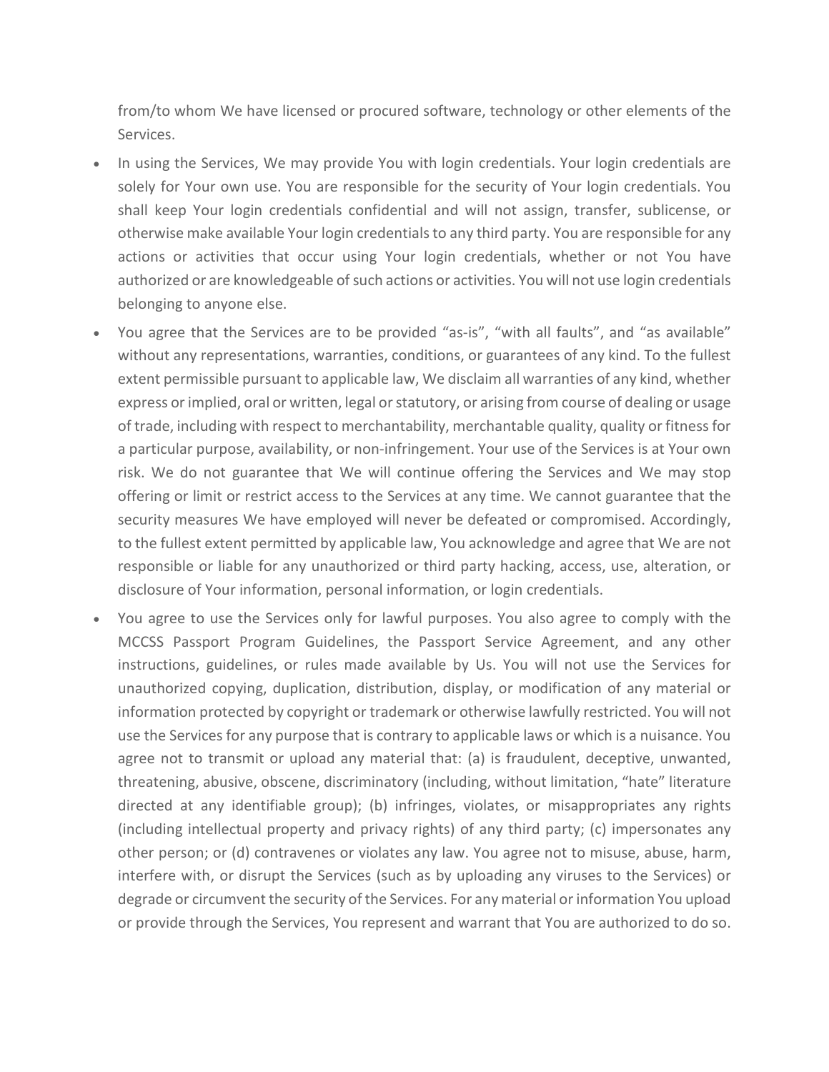from/to whom We have licensed or procured software, technology or other elements of the Services.

- In using the Services, We may provide You with login credentials. Your login credentials are solely for Your own use. You are responsible for the security of Your login credentials. You shall keep Your login credentials confidential and will not assign, transfer, sublicense, or otherwise make available Your login credentials to any third party. You are responsible for any actions or activities that occur using Your login credentials, whether or not You have authorized or are knowledgeable of such actions or activities. You will not use login credentials belonging to anyone else.
- You agree that the Services are to be provided "as-is", "with all faults", and "as available" without any representations, warranties, conditions, or guarantees of any kind. To the fullest extent permissible pursuant to applicable law, We disclaim all warranties of any kind, whether express or implied, oral or written, legal or statutory, or arising from course of dealing or usage of trade, including with respect to merchantability, merchantable quality, quality or fitness for a particular purpose, availability, or non-infringement. Your use of the Services is at Your own risk. We do not guarantee that We will continue offering the Services and We may stop offering or limit or restrict access to the Services at any time. We cannot guarantee that the security measures We have employed will never be defeated or compromised. Accordingly, to the fullest extent permitted by applicable law, You acknowledge and agree that We are not responsible or liable for any unauthorized or third party hacking, access, use, alteration, or disclosure of Your information, personal information, or login credentials.
- You agree to use the Services only for lawful purposes. You also agree to comply with the MCCSS Passport Program Guidelines, the Passport Service Agreement, and any other instructions, guidelines, or rules made available by Us. You will not use the Services for unauthorized copying, duplication, distribution, display, or modification of any material or information protected by copyright or trademark or otherwise lawfully restricted. You will not use the Services for any purpose that is contrary to applicable laws or which is a nuisance. You agree not to transmit or upload any material that: (a) is fraudulent, deceptive, unwanted, threatening, abusive, obscene, discriminatory (including, without limitation, "hate" literature directed at any identifiable group); (b) infringes, violates, or misappropriates any rights (including intellectual property and privacy rights) of any third party; (c) impersonates any other person; or (d) contravenes or violates any law. You agree not to misuse, abuse, harm, interfere with, or disrupt the Services (such as by uploading any viruses to the Services) or degrade or circumvent the security of the Services. For any material or information You upload or provide through the Services, You represent and warrant that You are authorized to do so.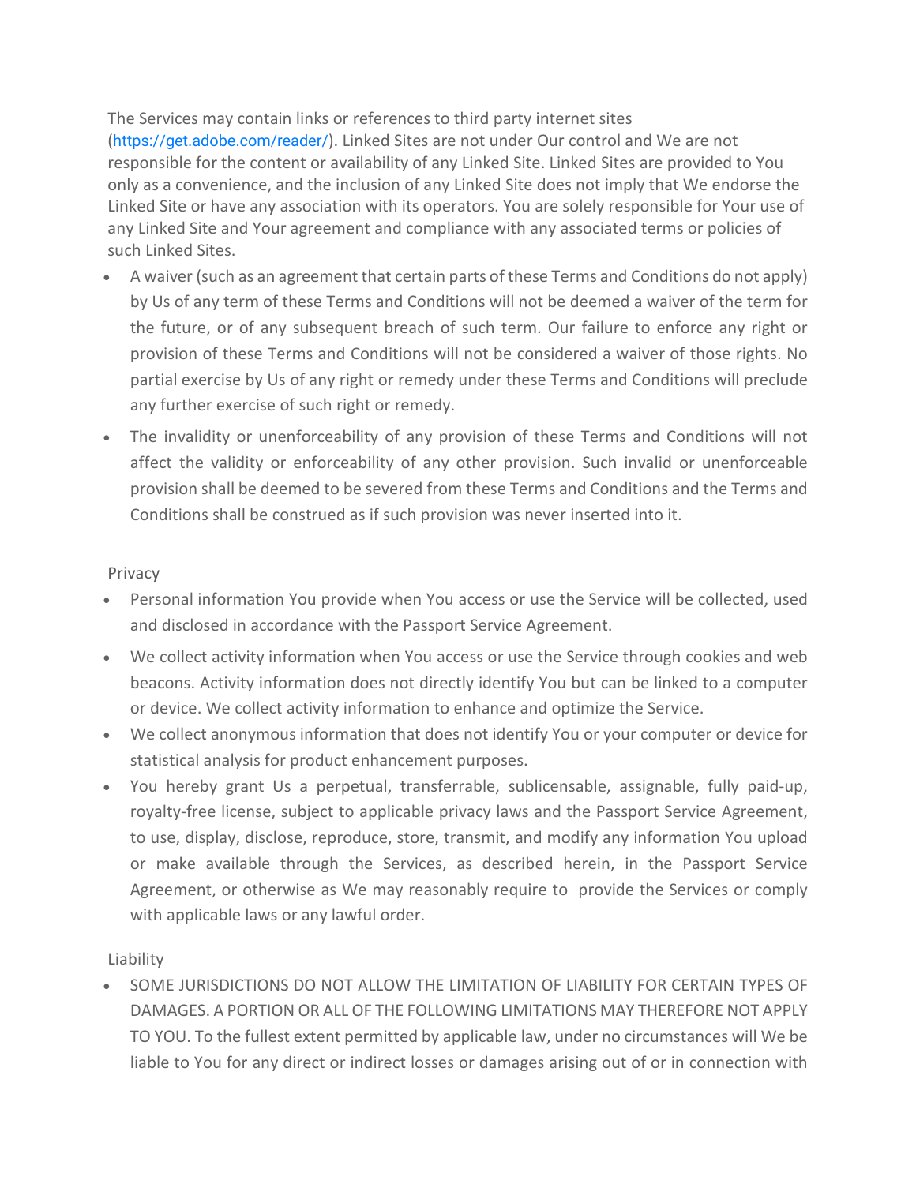The Services may contain links or references to third party internet sites (https://get.adobe.com/reader/). Linked Sites are not under Our control and We are not responsible for the content or availability of any Linked Site. Linked Sites are provided to You only as a convenience, and the inclusion of any Linked Site does not imply that We endorse the Linked Site or have any association with its operators. You are solely responsible for Your use of any Linked Site and Your agreement and compliance with any associated terms or policies of such Linked Sites.

- A waiver (such as an agreement that certain parts of these Terms and Conditions do not apply) by Us of any term of these Terms and Conditions will not be deemed a waiver of the term for the future, or of any subsequent breach of such term. Our failure to enforce any right or provision of these Terms and Conditions will not be considered a waiver of those rights. No partial exercise by Us of any right or remedy under these Terms and Conditions will preclude any further exercise of such right or remedy.
- The invalidity or unenforceability of any provision of these Terms and Conditions will not affect the validity or enforceability of any other provision. Such invalid or unenforceable provision shall be deemed to be severed from these Terms and Conditions and the Terms and Conditions shall be construed as if such provision was never inserted into it.

Privacy

- Personal information You provide when You access or use the Service will be collected, used and disclosed in accordance with the Passport Service Agreement.
- We collect activity information when You access or use the Service through cookies and web beacons. Activity information does not directly identify You but can be linked to a computer or device. We collect activity information to enhance and optimize the Service.
- We collect anonymous information that does not identify You or your computer or device for statistical analysis for product enhancement purposes.
- You hereby grant Us a perpetual, transferrable, sublicensable, assignable, fully paid-up, royalty-free license, subject to applicable privacy laws and the Passport Service Agreement, to use, display, disclose, reproduce, store, transmit, and modify any information You upload or make available through the Services, as described herein, in the Passport Service Agreement, or otherwise as We may reasonably require to provide the Services or comply with applicable laws or any lawful order.

Liability

- SOME JURISDICTIONS DO NOT ALLOW THE LIMITATION OF LIABILITY FOR CERTAIN TYPES OF DAMAGES. A PORTION OR ALL OF THE FOLLOWING LIMITATIONS MAY THEREFORE NOT APPLY TO YOU. To the fullest extent permitted by applicable law, under no circumstances will We be liable to You for any direct or indirect losses or damages arising out of or in connection with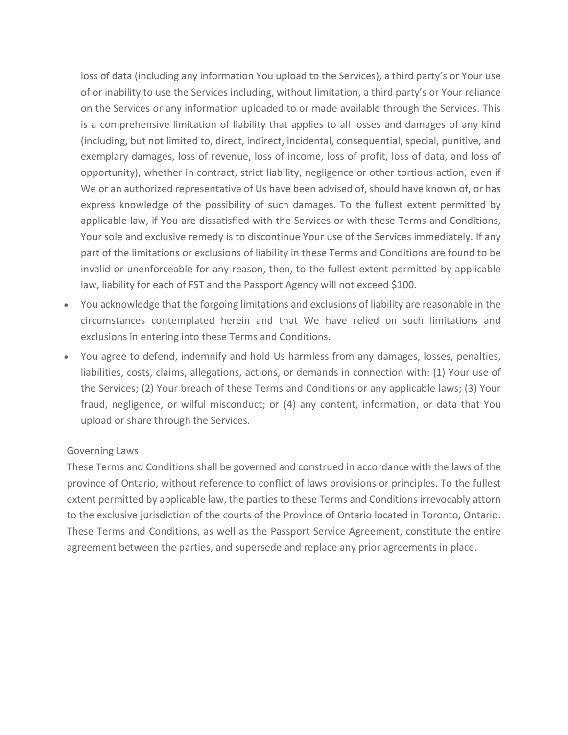loss of data (including any information You upload to the Services), a third party's or Your use of or inability to use the Services including, without limitation, a third party's or Your reliance on the Services or any information uploaded to or made available through the Services. This is a comprehensive limitation of liability that applies to all losses and damages of any kind (including, but not limited to, direct, indirect, incidental, consequential, special, punitive, and exemplary damages, loss of revenue, loss of income, loss of profit, loss of data, and loss of opportunity), whether in contract, strict liability, negligence or other tortious action, even if We or an authorized representative of Us have been advised of, should have known of, or has express knowledge of the possibility of such damages. To the fullest extent permitted by applicable law, if You are dissatisfied with the Services or with these Terms and Conditions, Your sole and exclusive remedy is to discontinue Your use of the Services immediately. If any part of the limitations or exclusions of liability in these Terms and Conditions are found to be invalid or unenforceable for any reason, then, to the fullest extent permitted by applicable law, liability for each of FST and the Passport Agency will not exceed $100.

- You acknowledge that the forgoing limitations and exclusions of liability are reasonable in the circumstances contemplated herein and that We have relied on such limitations and exclusions in entering into these Terms and Conditions.
- You agree to defend, indemnify and hold Us harmless from any damages, losses, penalties, liabilities, costs, claims, allegations, actions, or demands in connection with: (1) Your use of the Services; (2) Your breach of these Terms and Conditions or any applicable laws; (3) Your fraud, negligence, or wilful misconduct; or (4) any content, information, or data that You upload or share through the Services.

Governing Laws

These Terms and Conditions shall be governed and construed in accordance with the laws of the province of Ontario, without reference to conflict of laws provisions or principles. To the fullest extent permitted by applicable law, the parties to these Terms and Conditions irrevocably attorn to the exclusive jurisdiction of the courts of the Province of Ontario located in Toronto, Ontario. These Terms and Conditions, as well as the Passport Service Agreement, constitute the entire agreement between the parties, and supersede and replace any prior agreements in place.